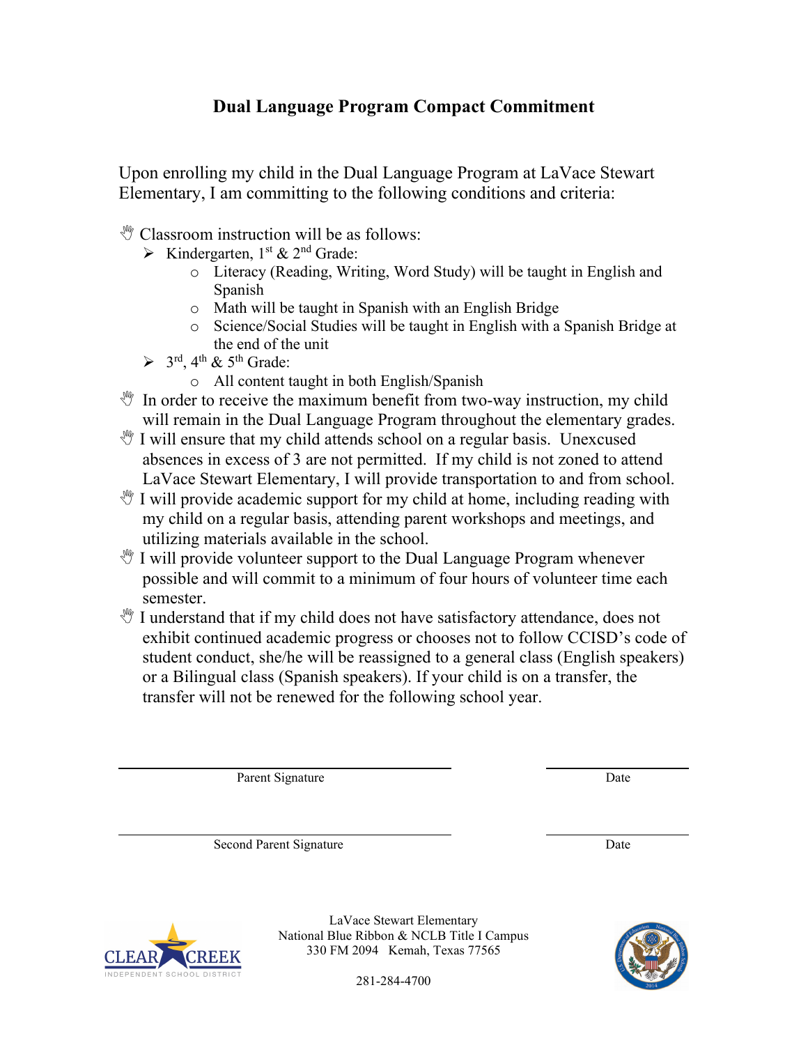# Dual Language Program Compact Commitment

Upon enrolling my child in the Dual Language Program at LaVace Stewart Elementary, I am committing to the following conditions and criteria:

- Classroom instruction will be as follows:
  - Kindergarten, 1st & 2nd Grade:
    - Literacy (Reading, Writing, Word Study) will be taught in English and Spanish
    - Math will be taught in Spanish with an English Bridge
    - Science/Social Studies will be taught in English with a Spanish Bridge at the end of the unit
  - 3rd, 4th & 5th Grade:
    - All content taught in both English/Spanish
- In order to receive the maximum benefit from two-way instruction, my child will remain in the Dual Language Program throughout the elementary grades.
- I will ensure that my child attends school on a regular basis. Unexcused absences in excess of 3 are not permitted. If my child is not zoned to attend LaVace Stewart Elementary, I will provide transportation to and from school.
- I will provide academic support for my child at home, including reading with my child on a regular basis, attending parent workshops and meetings, and utilizing materials available in the school.
- I will provide volunteer support to the Dual Language Program whenever possible and will commit to a minimum of four hours of volunteer time each semester.
- I understand that if my child does not have satisfactory attendance, does not exhibit continued academic progress or chooses not to follow CCISD's code of student conduct, she/he will be reassigned to a general class (English speakers) or a Bilingual class (Spanish speakers). If your child is on a transfer, the transfer will not be renewed for the following school year.

\_\_\_\_\_\_\_\_\_\_\_\_\_\_\_\_\_\_\_\_\_\_\_\_\_\_\_\_\_\_\_\_\_\_\_\_ \_\_\_\_\_\_\_\_\_\_\_\_\_\_\_\_
Parent Signature Date

\_\_\_\_\_\_\_\_\_\_\_\_\_\_\_\_\_\_\_\_\_\_\_\_\_\_\_\_\_\_\_\_\_\_\_\_ \_\_\_\_\_\_\_\_\_\_\_\_\_\_\_\_
Second Parent Signature Date

CLEAR CREEK INDEPENDENT SCHOOL DISTRICT

LaVace Stewart Elementary
National Blue Ribbon & NCLB Title I Campus
330 FM 2094 Kemah, Texas 77565

281-284-4700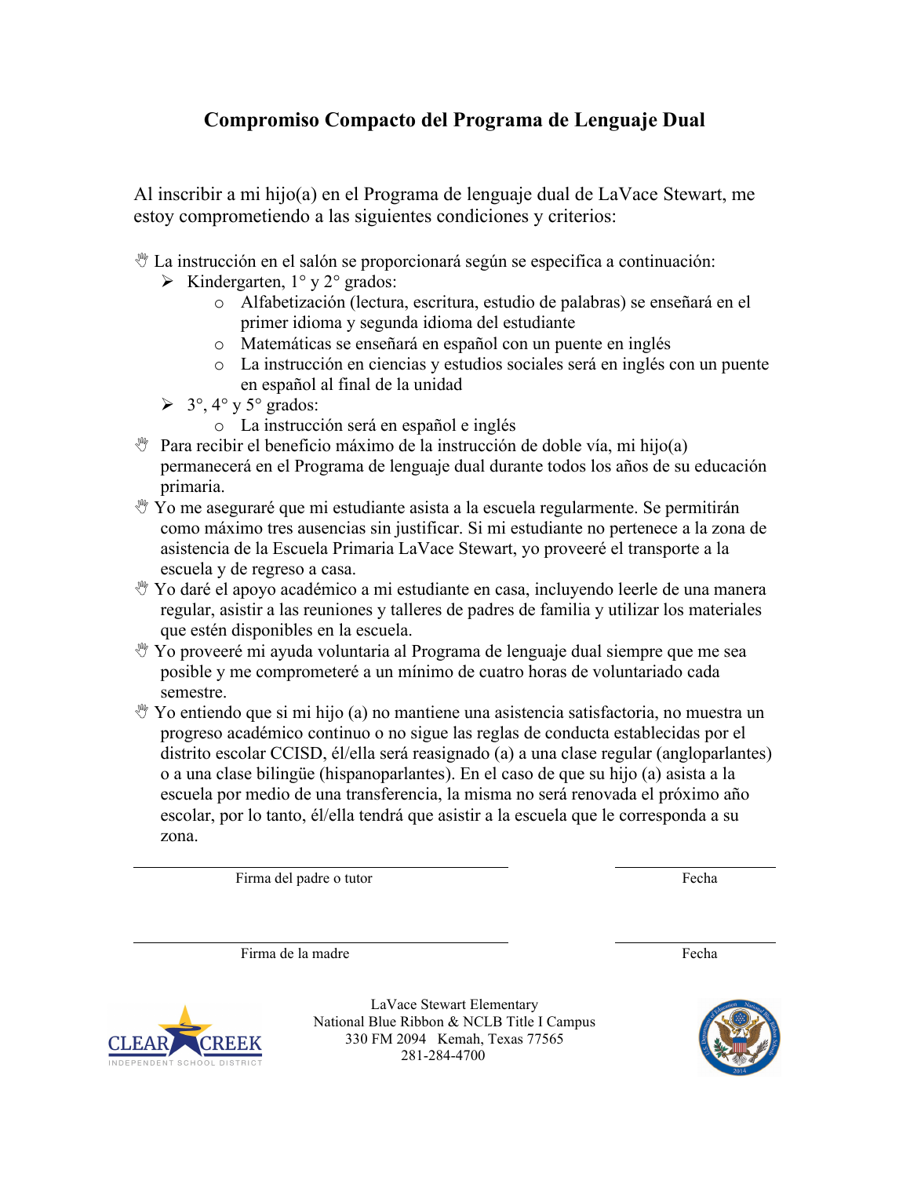# Compromiso Compacto del Programa de Lenguaje Dual

Al inscribir a mi hijo(a) en el Programa de lenguaje dual de LaVace Stewart, me estoy comprometiendo a las siguientes condiciones y criterios:

- La instrucción en el salón se proporcionará según se especifica a continuación:
  - Kindergarten, 1° y 2° grados:
    - Alfabetización (lectura, escritura, estudio de palabras) se enseñará en el primer idioma y segunda idioma del estudiante
    - Matemáticas se enseñará en español con un puente en inglés
    - La instrucción en ciencias y estudios sociales será en inglés con un puente en español al final de la unidad
  - 3°, 4° y 5° grados:
    - La instrucción será en español e inglés
- Para recibir el beneficio máximo de la instrucción de doble vía, mi hijo(a) permanecerá en el Programa de lenguaje dual durante todos los años de su educación primaria.
- Yo me aseguraré que mi estudiante asista a la escuela regularmente. Se permitirán como máximo tres ausencias sin justificar. Si mi estudiante no pertenece a la zona de asistencia de la Escuela Primaria LaVace Stewart, yo proveeré el transporte a la escuela y de regreso a casa.
- Yo daré el apoyo académico a mi estudiante en casa, incluyendo leerle de una manera regular, asistir a las reuniones y talleres de padres de familia y utilizar los materiales que estén disponibles en la escuela.
- Yo proveeré mi ayuda voluntaria al Programa de lenguaje dual siempre que me sea posible y me comprometeré a un mínimo de cuatro horas de voluntariado cada semestre.
- Yo entiendo que si mi hijo (a) no mantiene una asistencia satisfactoria, no muestra un progreso académico continuo o no sigue las reglas de conducta establecidas por el distrito escolar CCISD, él/ella será reasignado (a) a una clase regular (angloparlantes) o a una clase bilingüe (hispanoparlantes). En el caso de que su hijo (a) asista a la escuela por medio de una transferencia, la misma no será renovada el próximo año escolar, por lo tanto, él/ella tendrá que asistir a la escuela que le corresponda a su zona.

______________________________ ______________
Firma del padre o tutor Fecha

______________________________ ______________
Firma de la madre Fecha

LaVace Stewart Elementary
National Blue Ribbon & NCLB Title I Campus
330 FM 2094 Kemah, Texas 77565
281-284-4700